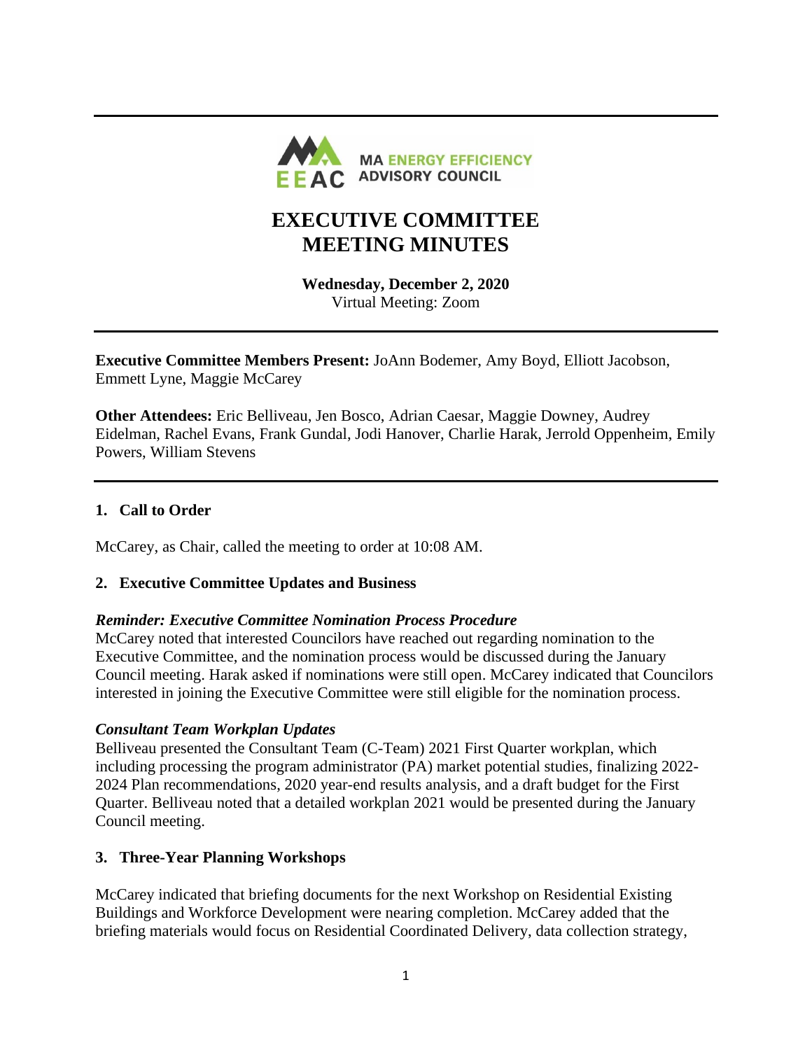MA ENERGY EFFICIENCY ADVISORY COUNCIL

# EXECUTIVE COMMITTEE MEETING MINUTES

**Wednesday, December 2, 2020**
Virtual Meeting: Zoom

---

**Executive Committee Members Present:** JoAnn Bodemer, Amy Boyd, Elliott Jacobson, Emmett Lyne, Maggie McCarey

**Other Attendees:** Eric Belliveau, Jen Bosco, Adrian Caesar, Maggie Downey, Audrey Eidelman, Rachel Evans, Frank Gundal, Jodi Hanover, Charlie Harak, Jerrold Oppenheim, Emily Powers, William Stevens

---

## 1. Call to Order

McCarey, as Chair, called the meeting to order at 10:08 AM.

## 2. Executive Committee Updates and Business

***Reminder: Executive Committee Nomination Process Procedure***

McCarey noted that interested Councilors have reached out regarding nomination to the Executive Committee, and the nomination process would be discussed during the January Council meeting. Harak asked if nominations were still open. McCarey indicated that Councilors interested in joining the Executive Committee were still eligible for the nomination process.

***Consultant Team Workplan Updates***

Belliveau presented the Consultant Team (C-Team) 2021 First Quarter workplan, which including processing the program administrator (PA) market potential studies, finalizing 2022-2024 Plan recommendations, 2020 year-end results analysis, and a draft budget for the First Quarter. Belliveau noted that a detailed workplan 2021 would be presented during the January Council meeting.

## 3. Three-Year Planning Workshops

McCarey indicated that briefing documents for the next Workshop on Residential Existing Buildings and Workforce Development were nearing completion. McCarey added that the briefing materials would focus on Residential Coordinated Delivery, data collection strategy,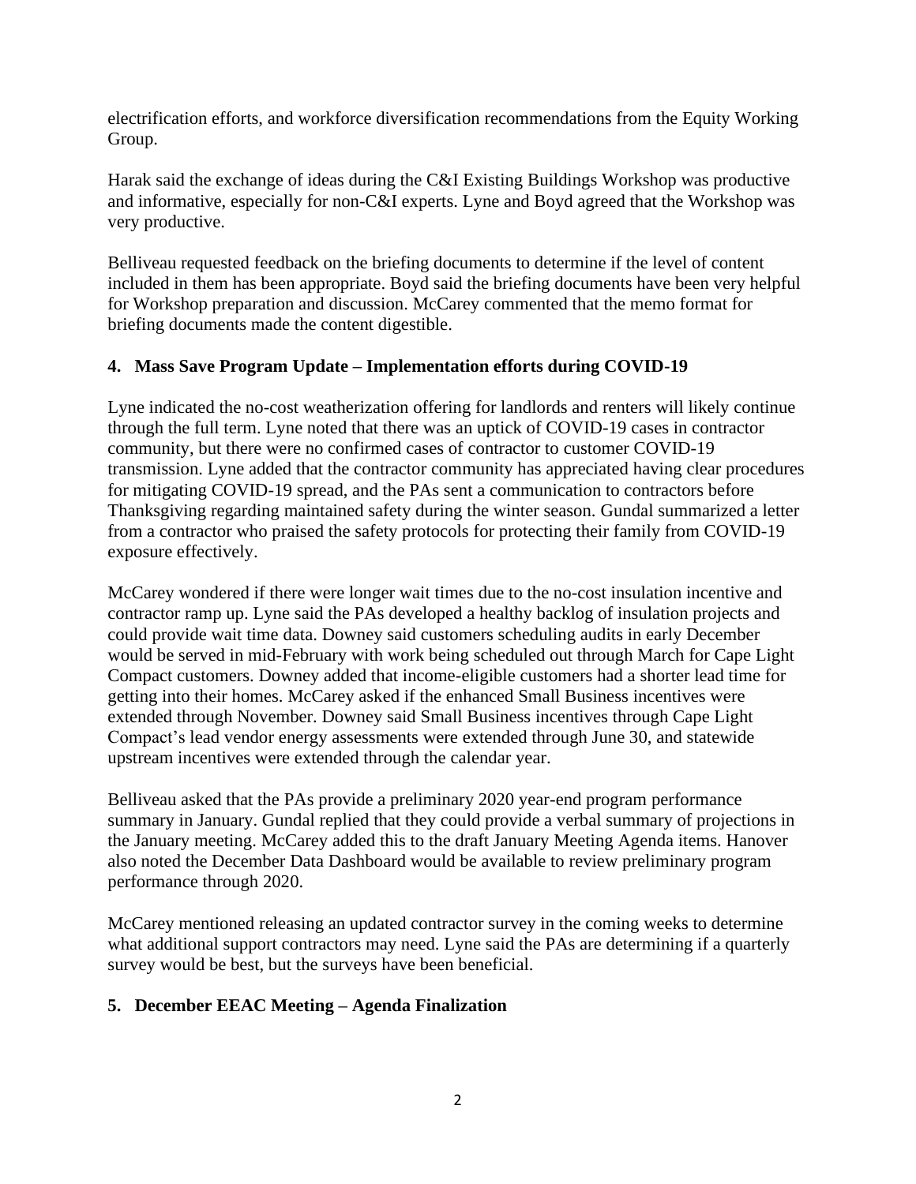electrification efforts, and workforce diversification recommendations from the Equity Working Group.

Harak said the exchange of ideas during the C&I Existing Buildings Workshop was productive and informative, especially for non-C&I experts. Lyne and Boyd agreed that the Workshop was very productive.

Belliveau requested feedback on the briefing documents to determine if the level of content included in them has been appropriate. Boyd said the briefing documents have been very helpful for Workshop preparation and discussion. McCarey commented that the memo format for briefing documents made the content digestible.

## 4. Mass Save Program Update – Implementation efforts during COVID-19

Lyne indicated the no-cost weatherization offering for landlords and renters will likely continue through the full term. Lyne noted that there was an uptick of COVID-19 cases in contractor community, but there were no confirmed cases of contractor to customer COVID-19 transmission. Lyne added that the contractor community has appreciated having clear procedures for mitigating COVID-19 spread, and the PAs sent a communication to contractors before Thanksgiving regarding maintained safety during the winter season. Gundal summarized a letter from a contractor who praised the safety protocols for protecting their family from COVID-19 exposure effectively.

McCarey wondered if there were longer wait times due to the no-cost insulation incentive and contractor ramp up. Lyne said the PAs developed a healthy backlog of insulation projects and could provide wait time data. Downey said customers scheduling audits in early December would be served in mid-February with work being scheduled out through March for Cape Light Compact customers. Downey added that income-eligible customers had a shorter lead time for getting into their homes. McCarey asked if the enhanced Small Business incentives were extended through November. Downey said Small Business incentives through Cape Light Compact's lead vendor energy assessments were extended through June 30, and statewide upstream incentives were extended through the calendar year.

Belliveau asked that the PAs provide a preliminary 2020 year-end program performance summary in January. Gundal replied that they could provide a verbal summary of projections in the January meeting. McCarey added this to the draft January Meeting Agenda items. Hanover also noted the December Data Dashboard would be available to review preliminary program performance through 2020.

McCarey mentioned releasing an updated contractor survey in the coming weeks to determine what additional support contractors may need. Lyne said the PAs are determining if a quarterly survey would be best, but the surveys have been beneficial.

## 5. December EEAC Meeting – Agenda Finalization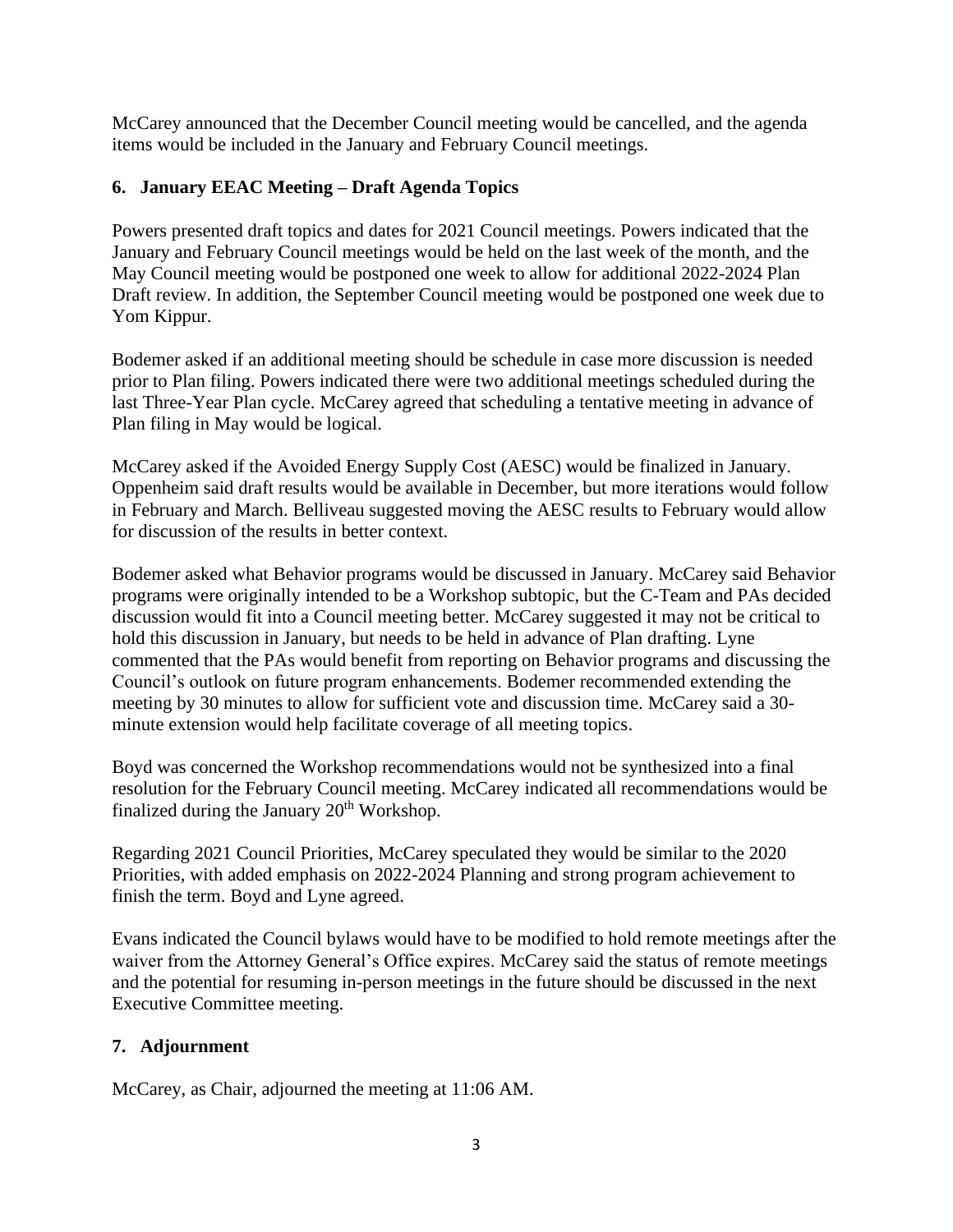McCarey announced that the December Council meeting would be cancelled, and the agenda items would be included in the January and February Council meetings.

### 6. January EEAC Meeting – Draft Agenda Topics

Powers presented draft topics and dates for 2021 Council meetings. Powers indicated that the January and February Council meetings would be held on the last week of the month, and the May Council meeting would be postponed one week to allow for additional 2022-2024 Plan Draft review. In addition, the September Council meeting would be postponed one week due to Yom Kippur.

Bodemer asked if an additional meeting should be schedule in case more discussion is needed prior to Plan filing. Powers indicated there were two additional meetings scheduled during the last Three-Year Plan cycle. McCarey agreed that scheduling a tentative meeting in advance of Plan filing in May would be logical.

McCarey asked if the Avoided Energy Supply Cost (AESC) would be finalized in January. Oppenheim said draft results would be available in December, but more iterations would follow in February and March. Belliveau suggested moving the AESC results to February would allow for discussion of the results in better context.

Bodemer asked what Behavior programs would be discussed in January. McCarey said Behavior programs were originally intended to be a Workshop subtopic, but the C-Team and PAs decided discussion would fit into a Council meeting better. McCarey suggested it may not be critical to hold this discussion in January, but needs to be held in advance of Plan drafting. Lyne commented that the PAs would benefit from reporting on Behavior programs and discussing the Council's outlook on future program enhancements. Bodemer recommended extending the meeting by 30 minutes to allow for sufficient vote and discussion time. McCarey said a 30-minute extension would help facilitate coverage of all meeting topics.

Boyd was concerned the Workshop recommendations would not be synthesized into a final resolution for the February Council meeting. McCarey indicated all recommendations would be finalized during the January 20th Workshop.

Regarding 2021 Council Priorities, McCarey speculated they would be similar to the 2020 Priorities, with added emphasis on 2022-2024 Planning and strong program achievement to finish the term. Boyd and Lyne agreed.

Evans indicated the Council bylaws would have to be modified to hold remote meetings after the waiver from the Attorney General's Office expires. McCarey said the status of remote meetings and the potential for resuming in-person meetings in the future should be discussed in the next Executive Committee meeting.

### 7. Adjournment

McCarey, as Chair, adjourned the meeting at 11:06 AM.